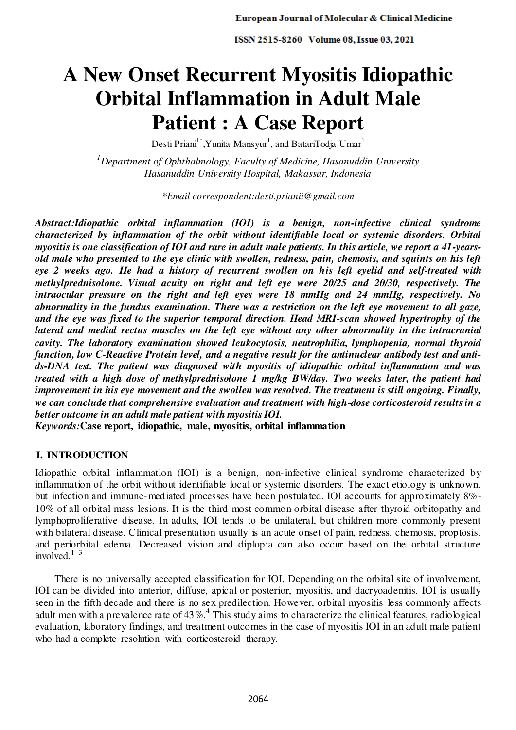# A New Onset Recurrent Myositis Idiopathic Orbital Inflammation in Adult Male Patient : A Case Report

Desti Priani[1*], Yunita Mansyur[1], and BatariTodja Umar[1]

[1]Department of Ophthalmology, Faculty of Medicine, Hasanuddin University Hasanuddin University Hospital, Makassar, Indonesia

*Email correspondent:desti.prianii@gmail.com

***Abstract:**Idiopathic orbital inflammation (IOI) is a benign, non-infective clinical syndrome characterized by inflammation of the orbit without identifiable local or systemic disorders. Orbital myositis is one classification of IOI and rare in adult male patients. In this article, we report a 41-years-old male who presented to the eye clinic with swollen, redness, pain, chemosis, and squints on his left eye 2 weeks ago. He had a history of recurrent swollen on his left eyelid and self-treated with methylprednisolone. Visual acuity on right and left eye were 20/25 and 20/30, respectively. The intraocular pressure on the right and left eyes were 18 mmHg and 24 mmHg, respectively. No abnormality in the fundus examination. There was a restriction on the left eye movement to all gaze, and the eye was fixed to the superior temporal direction. Head MRI-scan showed hypertrophy of the lateral and medial rectus muscles on the left eye without any other abnormality in the intracranial cavity. The laboratory examination showed leukocytosis, neutrophilia, lymphopenia, normal thyroid function, low C-Reactive Protein level, and a negative result for the antinuclear antibody test and anti-ds-DNA test. The patient was diagnosed with myositis of idiopathic orbital inflammation and was treated with a high dose of methylprednisolone 1 mg/kg BW/day. Two weeks later, the patient had improvement in his eye movement and the swollen was resolved. The treatment is still ongoing. Finally, we can conclude that comprehensive evaluation and treatment with high-dose corticosteroid results in a better outcome in an adult male patient with myositis IOI.*

*Keywords:***Case report, idiopathic, male, myositis, orbital inflammation**

## I. INTRODUCTION

Idiopathic orbital inflammation (IOI) is a benign, non-infective clinical syndrome characterized by inflammation of the orbit without identifiable local or systemic disorders. The exact etiology is unknown, but infection and immune-mediated processes have been postulated. IOI accounts for approximately 8%-10% of all orbital mass lesions. It is the third most common orbital disease after thyroid orbitopathy and lymphoproliferative disease. In adults, IOI tends to be unilateral, but children more commonly present with bilateral disease. Clinical presentation usually is an acute onset of pain, redness, chemosis, proptosis, and periorbital edema. Decreased vision and diplopia can also occur based on the orbital structure involved.[1–3]

There is no universally accepted classification for IOI. Depending on the orbital site of involvement, IOI can be divided into anterior, diffuse, apical or posterior, myositis, and dacryoadenitis. IOI is usually seen in the fifth decade and there is no sex predilection. However, orbital myositis less commonly affects adult men with a prevalence rate of 43%.[4] This study aims to characterize the clinical features, radiological evaluation, laboratory findings, and treatment outcomes in the case of myositis IOI in an adult male patient who had a complete resolution with corticosteroid therapy.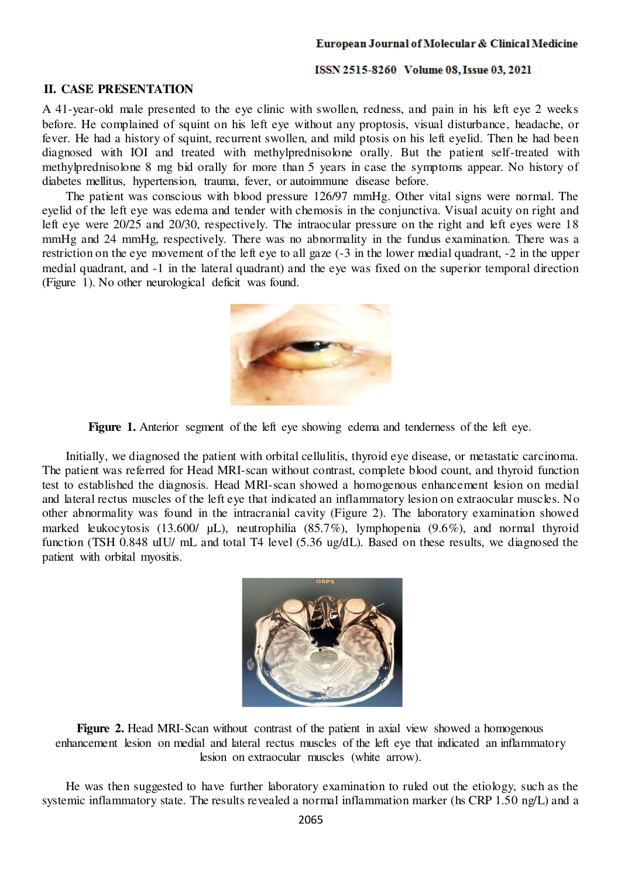## II. CASE PRESENTATION

A 41-year-old male presented to the eye clinic with swollen, redness, and pain in his left eye 2 weeks before. He complained of squint on his left eye without any proptosis, visual disturbance, headache, or fever. He had a history of squint, recurrent swollen, and mild ptosis on his left eyelid. Then he had been diagnosed with IOI and treated with methylprednisolone orally. But the patient self-treated with methylprednisolone 8 mg bid orally for more than 5 years in case the symptoms appear. No history of diabetes mellitus, hypertension, trauma, fever, or autoimmune disease before.

The patient was conscious with blood pressure 126/97 mmHg. Other vital signs were normal. The eyelid of the left eye was edema and tender with chemosis in the conjunctiva. Visual acuity on right and left eye were 20/25 and 20/30, respectively. The intraocular pressure on the right and left eyes were 18 mmHg and 24 mmHg, respectively. There was no abnormality in the fundus examination. There was a restriction on the eye movement of the left eye to all gaze (-3 in the lower medial quadrant, -2 in the upper medial quadrant, and -1 in the lateral quadrant) and the eye was fixed on the superior temporal direction (Figure 1). No other neurological deficit was found.

**Figure 1.** Anterior segment of the left eye showing edema and tenderness of the left eye.

Initially, we diagnosed the patient with orbital cellulitis, thyroid eye disease, or metastatic carcinoma. The patient was referred for Head MRI-scan without contrast, complete blood count, and thyroid function test to established the diagnosis. Head MRI-scan showed a homogenous enhancement lesion on medial and lateral rectus muscles of the left eye that indicated an inflammatory lesion on extraocular muscles. No other abnormality was found in the intracranial cavity (Figure 2). The laboratory examination showed marked leukocytosis (13.600/ µL), neutrophilia (85.7%), lymphopenia (9.6%), and normal thyroid function (TSH 0.848 uIU/ mL and total T4 level (5.36 ug/dL). Based on these results, we diagnosed the patient with orbital myositis.

**Figure 2.** Head MRI-Scan without contrast of the patient in axial view showed a homogenous enhancement lesion on medial and lateral rectus muscles of the left eye that indicated an inflammatory lesion on extraocular muscles (white arrow).

He was then suggested to have further laboratory examination to ruled out the etiology, such as the systemic inflammatory state. The results revealed a normal inflammation marker (hs CRP 1.50 ng/L) and a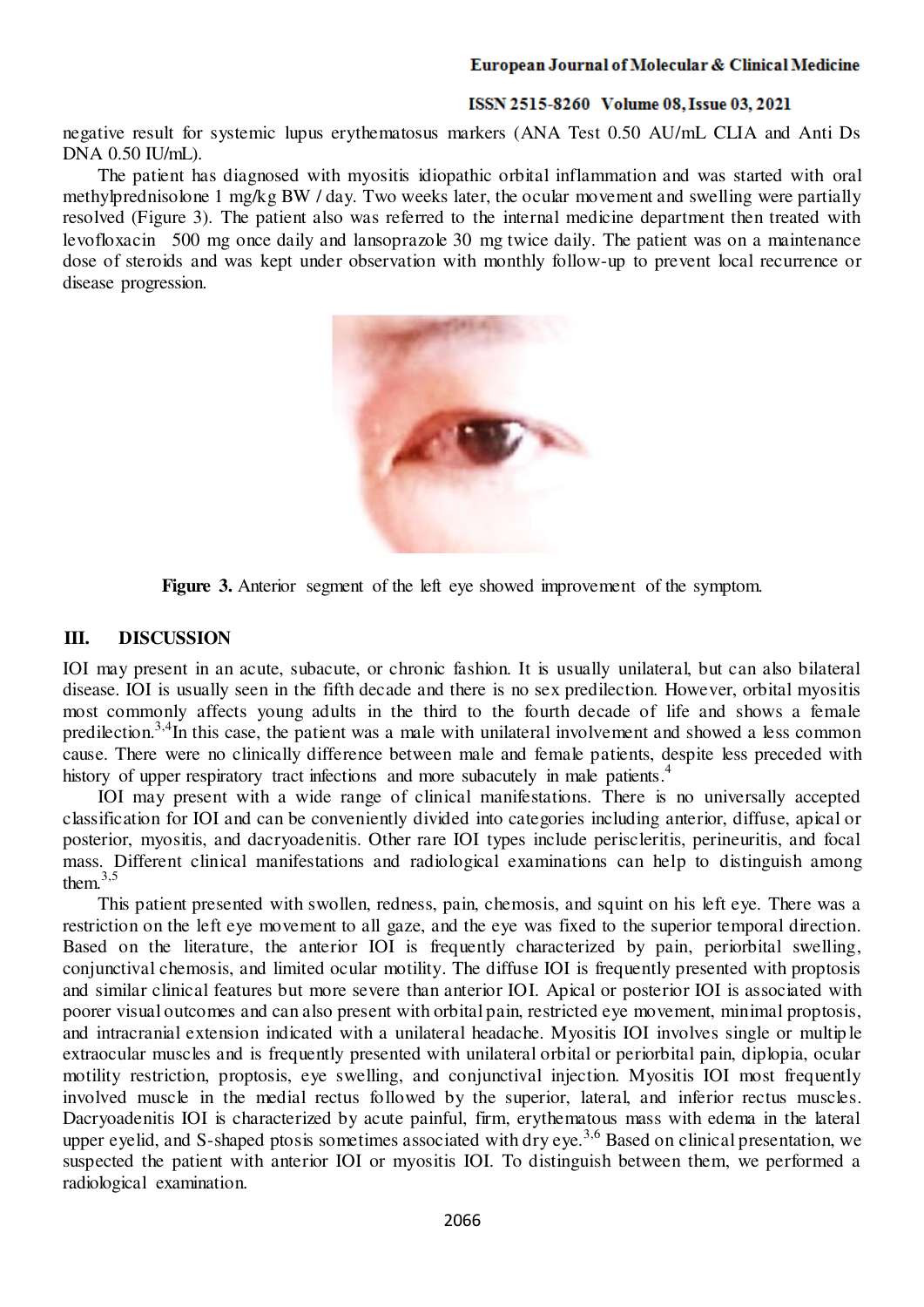negative result for systemic lupus erythematosus markers (ANA Test 0.50 AU/mL CLIA and Anti Ds DNA 0.50 IU/mL).

The patient has diagnosed with myositis idiopathic orbital inflammation and was started with oral methylprednisolone 1 mg/kg BW / day. Two weeks later, the ocular movement and swelling were partially resolved (Figure 3). The patient also was referred to the internal medicine department then treated with levofloxacin 500 mg once daily and lansoprazole 30 mg twice daily. The patient was on a maintenance dose of steroids and was kept under observation with monthly follow-up to prevent local recurrence or disease progression.

**Figure 3.** Anterior segment of the left eye showed improvement of the symptom.

## III. DISCUSSION

IOI may present in an acute, subacute, or chronic fashion. It is usually unilateral, but can also bilateral disease. IOI is usually seen in the fifth decade and there is no sex predilection. However, orbital myositis most commonly affects young adults in the third to the fourth decade of life and shows a female predilection.[3,4] In this case, the patient was a male with unilateral involvement and showed a less common cause. There were no clinically difference between male and female patients, despite less preceded with history of upper respiratory tract infections and more subacutely in male patients.[4]

IOI may present with a wide range of clinical manifestations. There is no universally accepted classification for IOI and can be conveniently divided into categories including anterior, diffuse, apical or posterior, myositis, and dacryoadenitis. Other rare IOI types include periscleritis, perineuritis, and focal mass. Different clinical manifestations and radiological examinations can help to distinguish among them.[3,5]

This patient presented with swollen, redness, pain, chemosis, and squint on his left eye. There was a restriction on the left eye movement to all gaze, and the eye was fixed to the superior temporal direction. Based on the literature, the anterior IOI is frequently characterized by pain, periorbital swelling, conjunctival chemosis, and limited ocular motility. The diffuse IOI is frequently presented with proptosis and similar clinical features but more severe than anterior IOI. Apical or posterior IOI is associated with poorer visual outcomes and can also present with orbital pain, restricted eye movement, minimal proptosis, and intracranial extension indicated with a unilateral headache. Myositis IOI involves single or multiple extraocular muscles and is frequently presented with unilateral orbital or periorbital pain, diplopia, ocular motility restriction, proptosis, eye swelling, and conjunctival injection. Myositis IOI most frequently involved muscle in the medial rectus followed by the superior, lateral, and inferior rectus muscles. Dacryoadenitis IOI is characterized by acute painful, firm, erythematous mass with edema in the lateral upper eyelid, and S-shaped ptosis sometimes associated with dry eye.[3,6] Based on clinical presentation, we suspected the patient with anterior IOI or myositis IOI. To distinguish between them, we performed a radiological examination.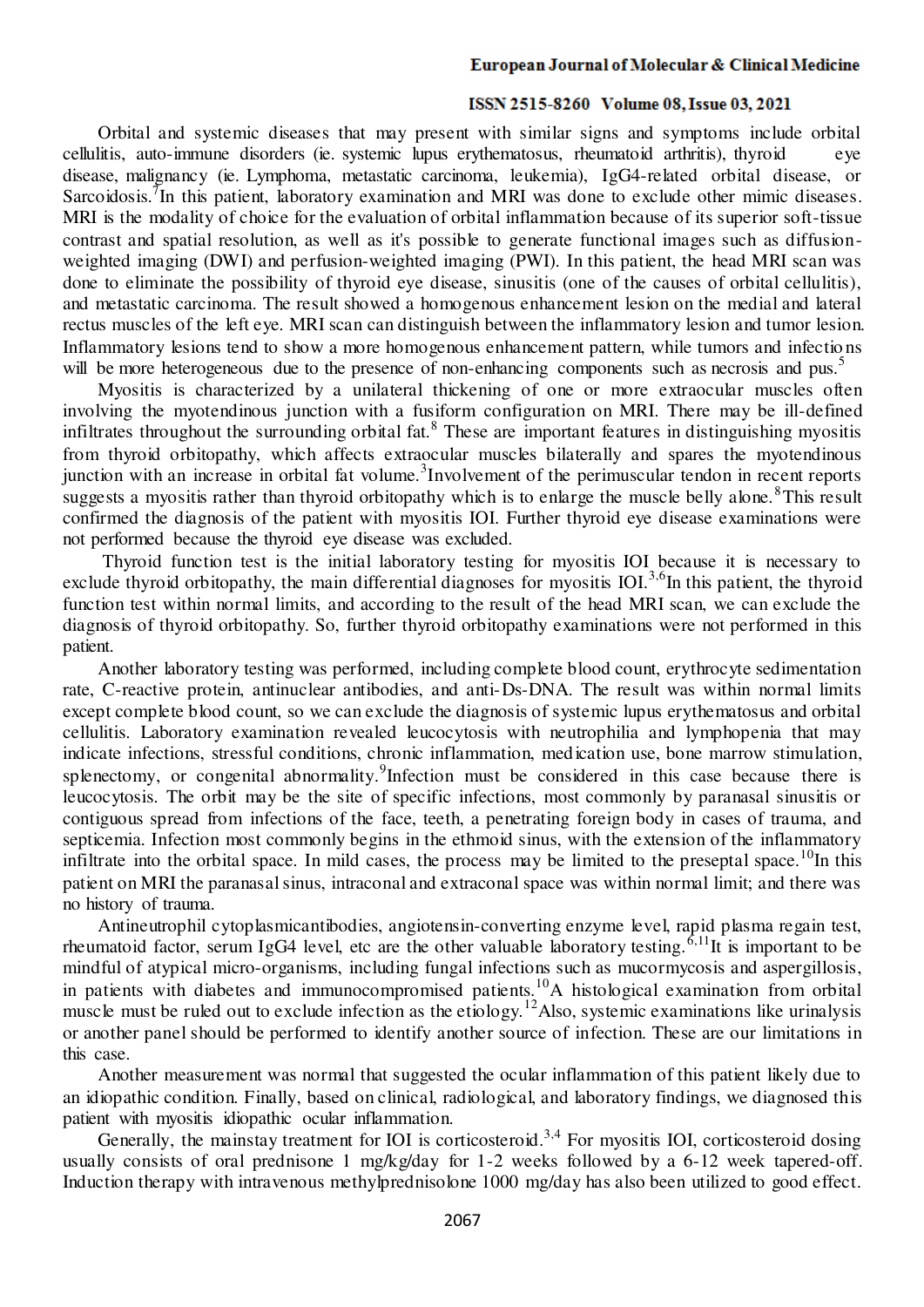Orbital and systemic diseases that may present with similar signs and symptoms include orbital cellulitis, auto-immune disorders (ie. systemic lupus erythematosus, rheumatoid arthritis), thyroid eye disease, malignancy (ie. Lymphoma, metastatic carcinoma, leukemia), IgG4-related orbital disease, or Sarcoidosis.[7] In this patient, laboratory examination and MRI was done to exclude other mimic diseases. MRI is the modality of choice for the evaluation of orbital inflammation because of its superior soft-tissue contrast and spatial resolution, as well as it's possible to generate functional images such as diffusion-weighted imaging (DWI) and perfusion-weighted imaging (PWI). In this patient, the head MRI scan was done to eliminate the possibility of thyroid eye disease, sinusitis (one of the causes of orbital cellulitis), and metastatic carcinoma. The result showed a homogenous enhancement lesion on the medial and lateral rectus muscles of the left eye. MRI scan can distinguish between the inflammatory lesion and tumor lesion. Inflammatory lesions tend to show a more homogenous enhancement pattern, while tumors and infections will be more heterogeneous due to the presence of non-enhancing components such as necrosis and pus.[5]

Myositis is characterized by a unilateral thickening of one or more extraocular muscles often involving the myotendinous junction with a fusiform configuration on MRI. There may be ill-defined infiltrates throughout the surrounding orbital fat.[8] These are important features in distinguishing myositis from thyroid orbitopathy, which affects extraocular muscles bilaterally and spares the myotendinous junction with an increase in orbital fat volume.[3] Involvement of the perimuscular tendon in recent reports suggests a myositis rather than thyroid orbitopathy which is to enlarge the muscle belly alone.[8] This result confirmed the diagnosis of the patient with myositis IOI. Further thyroid eye disease examinations were not performed because the thyroid eye disease was excluded.

Thyroid function test is the initial laboratory testing for myositis IOI because it is necessary to exclude thyroid orbitopathy, the main differential diagnoses for myositis IOI.[3,6] In this patient, the thyroid function test within normal limits, and according to the result of the head MRI scan, we can exclude the diagnosis of thyroid orbitopathy. So, further thyroid orbitopathy examinations were not performed in this patient.

Another laboratory testing was performed, including complete blood count, erythrocyte sedimentation rate, C-reactive protein, antinuclear antibodies, and anti-Ds-DNA. The result was within normal limits except complete blood count, so we can exclude the diagnosis of systemic lupus erythematosus and orbital cellulitis. Laboratory examination revealed leucocytosis with neutrophilia and lymphopenia that may indicate infections, stressful conditions, chronic inflammation, medication use, bone marrow stimulation, splenectomy, or congenital abnormality.[9] Infection must be considered in this case because there is leucocytosis. The orbit may be the site of specific infections, most commonly by paranasal sinusitis or contiguous spread from infections of the face, teeth, a penetrating foreign body in cases of trauma, and septicemia. Infection most commonly begins in the ethmoid sinus, with the extension of the inflammatory infiltrate into the orbital space. In mild cases, the process may be limited to the preseptal space.[10] In this patient on MRI the paranasal sinus, intraconal and extraconal space was within normal limit; and there was no history of trauma.

Antineutrophil cytoplasmicantibodies, angiotensin-converting enzyme level, rapid plasma regain test, rheumatoid factor, serum IgG4 level, etc are the other valuable laboratory testing.[6,11] It is important to be mindful of atypical micro-organisms, including fungal infections such as mucormycosis and aspergillosis, in patients with diabetes and immunocompromised patients.[10] A histological examination from orbital muscle must be ruled out to exclude infection as the etiology.[12] Also, systemic examinations like urinalysis or another panel should be performed to identify another source of infection. These are our limitations in this case.

Another measurement was normal that suggested the ocular inflammation of this patient likely due to an idiopathic condition. Finally, based on clinical, radiological, and laboratory findings, we diagnosed this patient with myositis idiopathic ocular inflammation.

Generally, the mainstay treatment for IOI is corticosteroid.[3,4] For myositis IOI, corticosteroid dosing usually consists of oral prednisone 1 mg/kg/day for 1-2 weeks followed by a 6-12 week tapered-off. Induction therapy with intravenous methylprednisolone 1000 mg/day has also been utilized to good effect.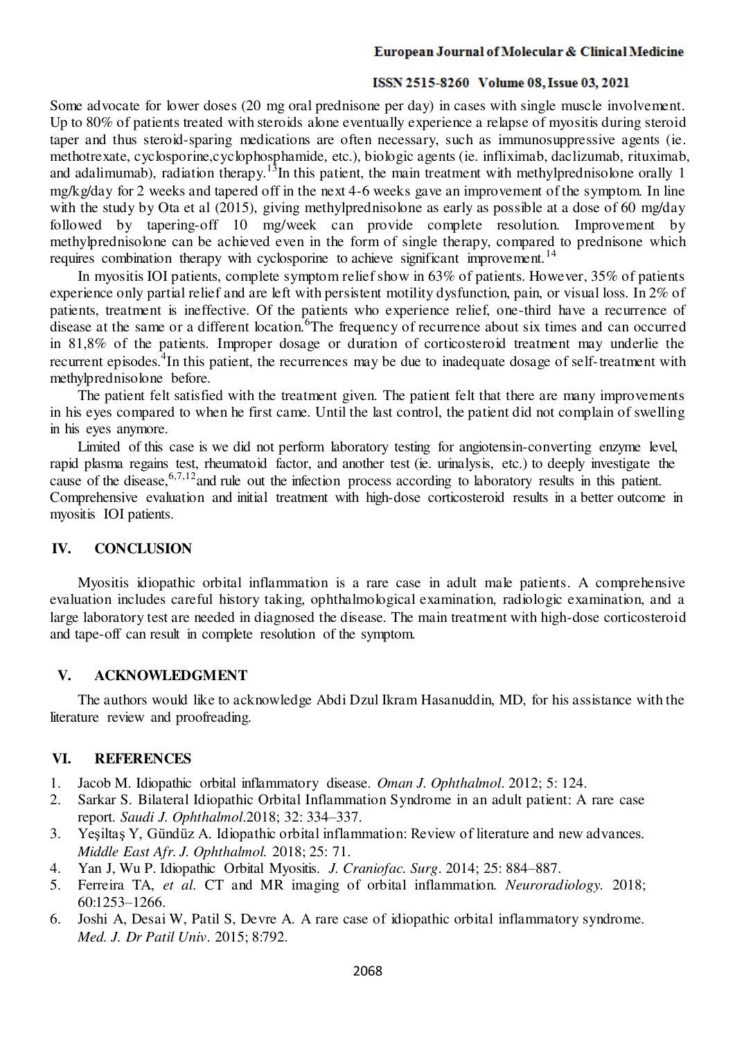Some advocate for lower doses (20 mg oral prednisone per day) in cases with single muscle involvement. Up to 80% of patients treated with steroids alone eventually experience a relapse of myositis during steroid taper and thus steroid-sparing medications are often necessary, such as immunosuppressive agents (ie. methotrexate, cyclosporine,cyclophosphamide, etc.), biologic agents (ie. infliximab, daclizumab, rituximab, and adalimumab), radiation therapy.[13] In this patient, the main treatment with methylprednisolone orally 1 mg/kg/day for 2 weeks and tapered off in the next 4-6 weeks gave an improvement of the symptom. In line with the study by Ota et al (2015), giving methylprednisolone as early as possible at a dose of 60 mg/day followed by tapering-off 10 mg/week can provide complete resolution. Improvement by methylprednisolone can be achieved even in the form of single therapy, compared to prednisone which requires combination therapy with cyclosporine to achieve significant improvement.[14]

In myositis IOI patients, complete symptom relief show in 63% of patients. However, 35% of patients experience only partial relief and are left with persistent motility dysfunction, pain, or visual loss. In 2% of patients, treatment is ineffective. Of the patients who experience relief, one-third have a recurrence of disease at the same or a different location.[6] The frequency of recurrence about six times and can occurred in 81,8% of the patients. Improper dosage or duration of corticosteroid treatment may underlie the recurrent episodes.[4] In this patient, the recurrences may be due to inadequate dosage of self-treatment with methylprednisolone before.

The patient felt satisfied with the treatment given. The patient felt that there are many improvements in his eyes compared to when he first came. Until the last control, the patient did not complain of swelling in his eyes anymore.

Limited of this case is we did not perform laboratory testing for angiotensin-converting enzyme level, rapid plasma regains test, rheumatoid factor, and another test (ie. urinalysis, etc.) to deeply investigate the cause of the disease,[6,7,12] and rule out the infection process according to laboratory results in this patient. Comprehensive evaluation and initial treatment with high-dose corticosteroid results in a better outcome in myositis IOI patients.

## IV. CONCLUSION

Myositis idiopathic orbital inflammation is a rare case in adult male patients. A comprehensive evaluation includes careful history taking, ophthalmological examination, radiologic examination, and a large laboratory test are needed in diagnosed the disease. The main treatment with high-dose corticosteroid and tape-off can result in complete resolution of the symptom.

## V. ACKNOWLEDGMENT

The authors would like to acknowledge Abdi Dzul Ikram Hasanuddin, MD, for his assistance with the literature review and proofreading.

## VI. REFERENCES

1. Jacob M. Idiopathic orbital inflammatory disease. *Oman J. Ophthalmol*. 2012; 5: 124.
2. Sarkar S. Bilateral Idiopathic Orbital Inflammation Syndrome in an adult patient: A rare case report. *Saudi J. Ophthalmol*.2018; 32: 334–337.
3. Yeşiltaş Y, Gündüz A. Idiopathic orbital inflammation: Review of literature and new advances. *Middle East Afr. J. Ophthalmol.* 2018; 25: 71.
4. Yan J, Wu P. Idiopathic Orbital Myositis. *J. Craniofac. Surg*. 2014; 25: 884–887.
5. Ferreira TA, *et al.* CT and MR imaging of orbital inflammation. *Neuroradiology.* 2018; 60:1253–1266.
6. Joshi A, Desai W, Patil S, Devre A. A rare case of idiopathic orbital inflammatory syndrome. *Med. J. Dr Patil Univ*. 2015; 8:792.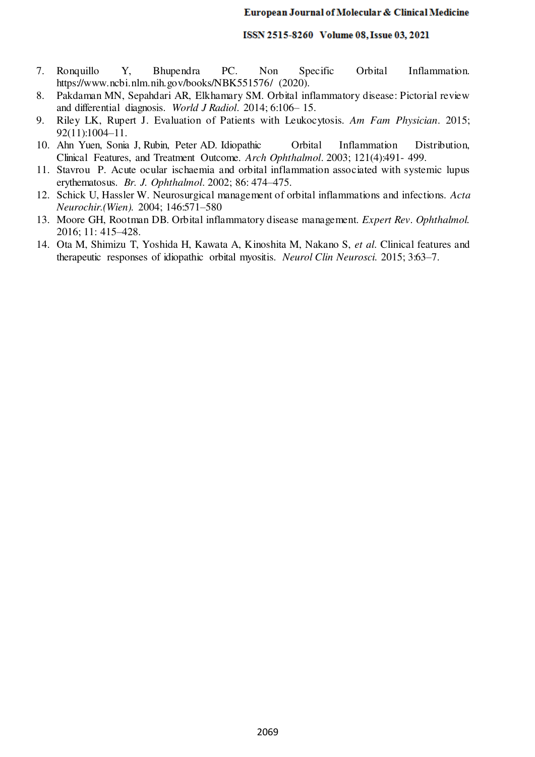7. Ronquillo Y, Bhupendra PC. Non Specific Orbital Inflammation. https://www.ncbi.nlm.nih.gov/books/NBK551576/ (2020).
8. Pakdaman MN, Sepahdari AR, Elkhamary SM. Orbital inflammatory disease: Pictorial review and differential diagnosis. *World J Radiol*. 2014; 6:106– 15.
9. Riley LK, Rupert J. Evaluation of Patients with Leukocytosis. *Am Fam Physician*. 2015; 92(11):1004–11.
10. Ahn Yuen, Sonia J, Rubin, Peter AD. Idiopathic Orbital Inflammation Distribution, Clinical Features, and Treatment Outcome. *Arch Ophthalmol*. 2003; 121(4):491- 499.
11. Stavrou P. Acute ocular ischaemia and orbital inflammation associated with systemic lupus erythematosus. *Br. J. Ophthalmol*. 2002; 86: 474–475.
12. Schick U, Hassler W. Neurosurgical management of orbital inflammations and infections. *Acta Neurochir.(Wien).* 2004; 146:571–580
13. Moore GH, Rootman DB. Orbital inflammatory disease management. *Expert Rev*. *Ophthalmol.* 2016; 11: 415–428.
14. Ota M, Shimizu T, Yoshida H, Kawata A, Kinoshita M, Nakano S, *et al*. Clinical features and therapeutic responses of idiopathic orbital myositis. *Neurol Clin Neurosci.* 2015; 3:63–7.